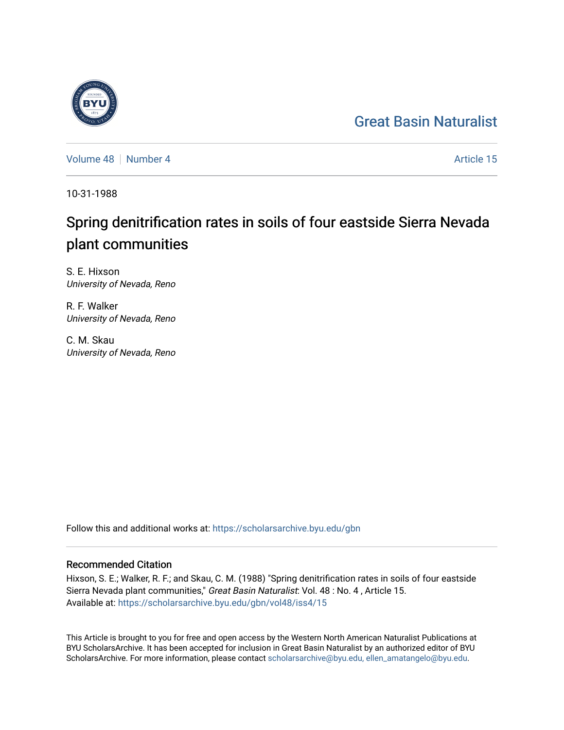Great Basin Naturalist

Volume 48 | Number 4 Article 15

10-31-1988

# Spring denitrification rates in soils of four eastside Sierra Nevada plant communities

S. E. Hixson
*University of Nevada, Reno*

R. F. Walker
*University of Nevada, Reno*

C. M. Skau
*University of Nevada, Reno*

Follow this and additional works at: https://scholarsarchive.byu.edu/gbn

## Recommended Citation

Hixson, S. E.; Walker, R. F.; and Skau, C. M. (1988) "Spring denitrification rates in soils of four eastside Sierra Nevada plant communities," *Great Basin Naturalist*: Vol. 48 : No. 4 , Article 15.
Available at: https://scholarsarchive.byu.edu/gbn/vol48/iss4/15

This Article is brought to you for free and open access by the Western North American Naturalist Publications at BYU ScholarsArchive. It has been accepted for inclusion in Great Basin Naturalist by an authorized editor of BYU ScholarsArchive. For more information, please contact scholarsarchive@byu.edu, ellen_amatangelo@byu.edu.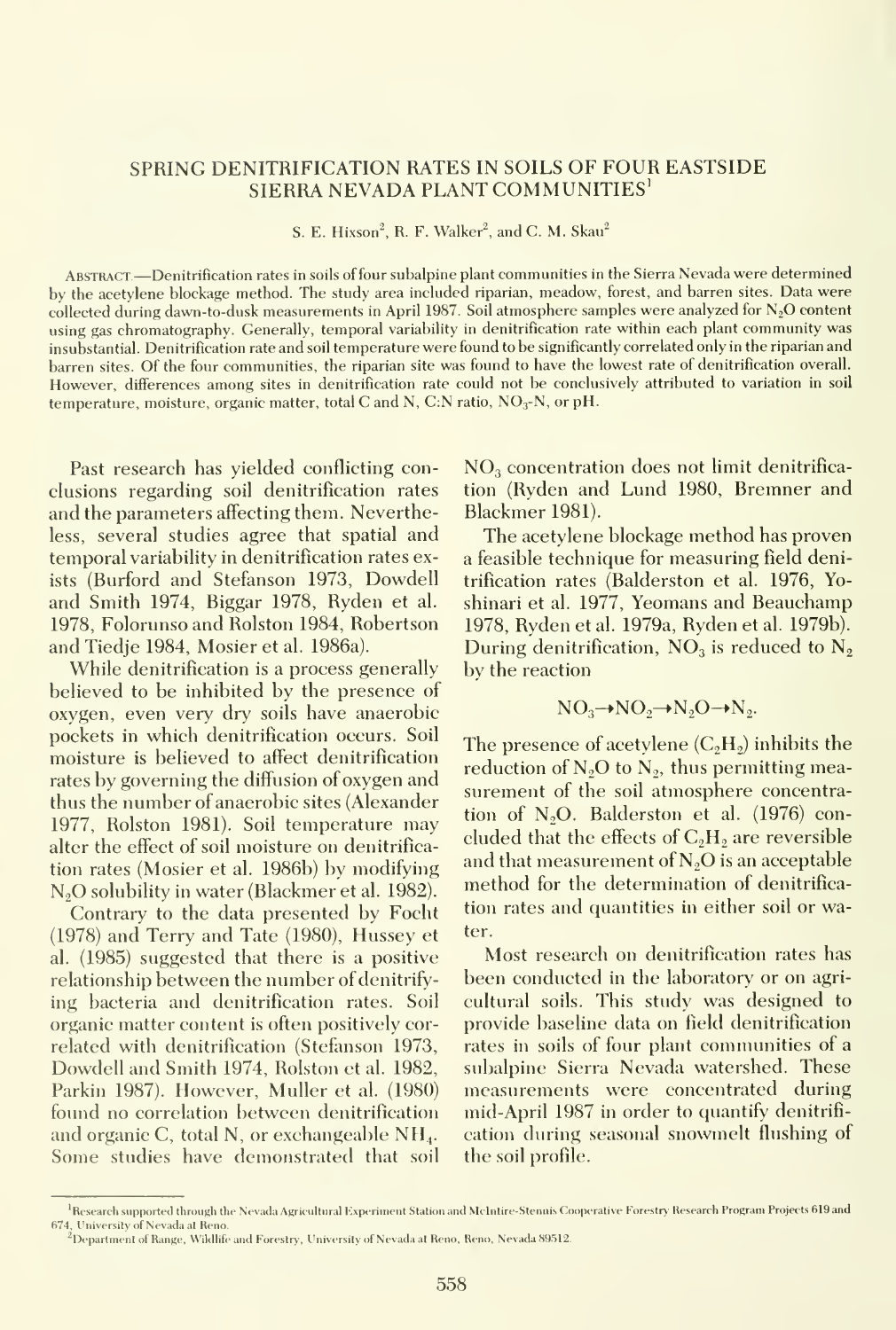# SPRING DENITRIFICATION RATES IN SOILS OF FOUR EASTSIDE SIERRA NEVADA PLANT COMMUNITIES[1]

S. E. Hixson[2], R. F. Walker[2], and C. M. Skau[2]

ABSTRACT.—Denitrification rates in soils of four subalpine plant communities in the Sierra Nevada were determined by the acetylene blockage method. The study area included riparian, meadow, forest, and barren sites. Data were collected during dawn-to-dusk measurements in April 1987. Soil atmosphere samples were analyzed for $N_2O$ content using gas chromatography. Generally, temporal variability in denitrification rate within each plant community was insubstantial. Denitrification rate and soil temperature were found to be significantly correlated only in the riparian and barren sites. Of the four communities, the riparian site was found to have the lowest rate of denitrification overall. However, differences among sites in denitrification rate could not be conclusively attributed to variation in soil temperature, moisture, organic matter, total C and N, C:N ratio, $NO_3$-N, or pH.

Past research has yielded conflicting conclusions regarding soil denitrification rates and the parameters affecting them. Nevertheless, several studies agree that spatial and temporal variability in denitrification rates exists (Burford and Stefanson 1973, Dowdell and Smith 1974, Biggar 1978, Ryden et al. 1978, Folorunso and Rolston 1984, Robertson and Tiedje 1984, Mosier et al. 1986a).

While denitrification is a process generally believed to be inhibited by the presence of oxygen, even very dry soils have anaerobic pockets in which denitrification occurs. Soil moisture is believed to affect denitrification rates by governing the diffusion of oxygen and thus the number of anaerobic sites (Alexander 1977, Rolston 1981). Soil temperature may alter the effect of soil moisture on denitrification rates (Mosier et al. 1986b) by modifying $N_2O$ solubility in water (Blackmer et al. 1982).

Contrary to the data presented by Focht (1978) and Terry and Tate (1980), Hussey et al. (1985) suggested that there is a positive relationship between the number of denitrifying bacteria and denitrification rates. Soil organic matter content is often positively correlated with denitrification (Stefanson 1973, Dowdell and Smith 1974, Rolston et al. 1982, Parkin 1987). However, Muller et al. (1980) found no correlation between denitrification and organic C, total N, or exchangeable $NH_4$. Some studies have demonstrated that soil $NO_3$ concentration does not limit denitrification (Ryden and Lund 1980, Bremner and Blackmer 1981).

The acetylene blockage method has proven a feasible technique for measuring field denitrification rates (Balderston et al. 1976, Yoshinari et al. 1977, Yeomans and Beauchamp 1978, Ryden et al. 1979a, Ryden et al. 1979b). During denitrification, $NO_3$ is reduced to $N_2$ by the reaction

$$NO_3 \rightarrow NO_2 \rightarrow N_2O \rightarrow N_2.$$

The presence of acetylene ($C_2H_2$) inhibits the reduction of $N_2O$ to $N_2$, thus permitting measurement of the soil atmosphere concentration of $N_2O$. Balderston et al. (1976) concluded that the effects of $C_2H_2$ are reversible and that measurement of $N_2O$ is an acceptable method for the determination of denitrification rates and quantities in either soil or water.

Most research on denitrification rates has been conducted in the laboratory or on agricultural soils. This study was designed to provide baseline data on field denitrification rates in soils of four plant communities of a subalpine Sierra Nevada watershed. These measurements were concentrated during mid-April 1987 in order to quantify denitrification during seasonal snowmelt flushing of the soil profile.

[1]Research supported through the Nevada Agricultural Experiment Station and McIntire-Stennis Cooperative Forestry Research Program Projects 619 and 674, University of Nevada at Reno.

[2]Department of Range, Wildlife and Forestry, University of Nevada at Reno, Reno, Nevada 89512.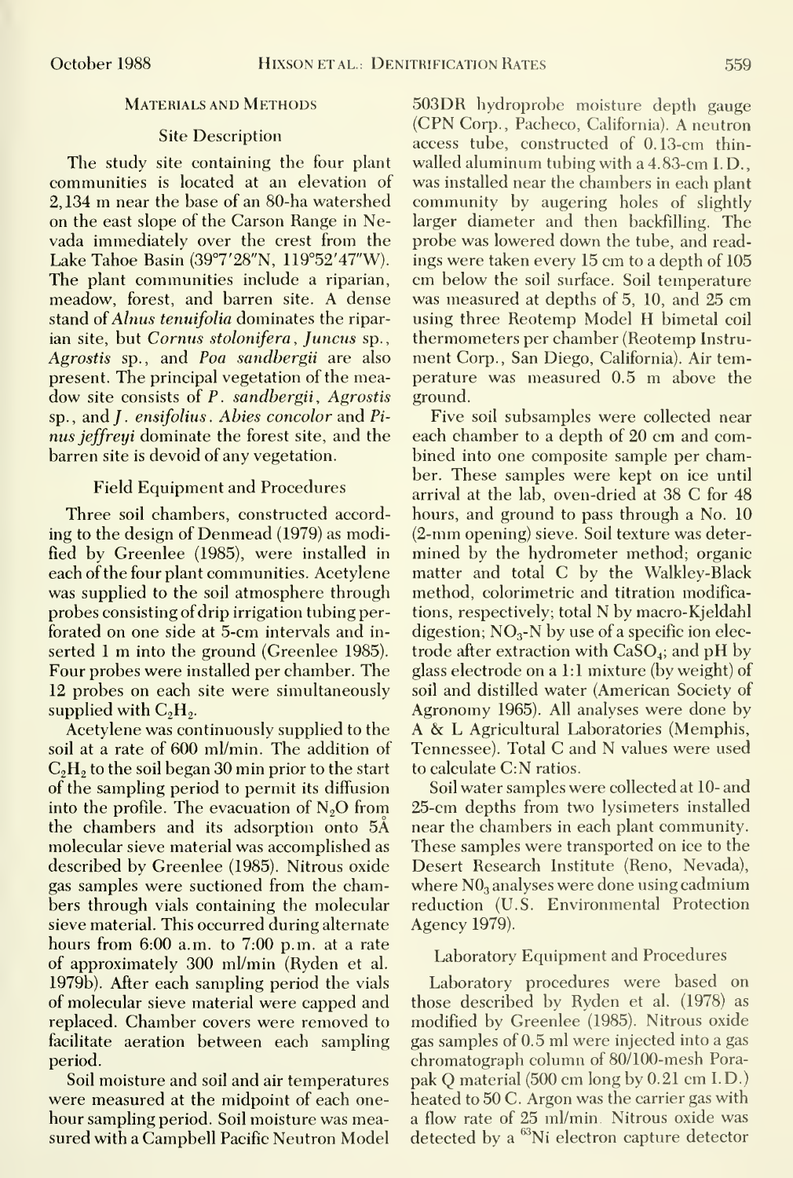## Materials and Methods

### Site Description

The study site containing the four plant communities is located at an elevation of 2,134 m near the base of an 80-ha watershed on the east slope of the Carson Range in Nevada immediately over the crest from the Lake Tahoe Basin (39°7′28″N, 119°52′47″W). The plant communities include a riparian, meadow, forest, and barren site. A dense stand of *Alnus tenuifolia* dominates the riparian site, but *Cornus stolonifera*, *Juncus* sp., *Agrostis* sp., and *Poa sandbergii* are also present. The principal vegetation of the meadow site consists of *P. sandbergii*, *Agrostis* sp., and *J. ensifolius*. *Abies concolor* and *Pinus jeffreyi* dominate the forest site, and the barren site is devoid of any vegetation.

### Field Equipment and Procedures

Three soil chambers, constructed according to the design of Denmead (1979) as modified by Greenlee (1985), were installed in each of the four plant communities. Acetylene was supplied to the soil atmosphere through probes consisting of drip irrigation tubing perforated on one side at 5-cm intervals and inserted 1 m into the ground (Greenlee 1985). Four probes were installed per chamber. The 12 probes on each site were simultaneously supplied with $C_2H_2$.

Acetylene was continuously supplied to the soil at a rate of 600 ml/min. The addition of $C_2H_2$ to the soil began 30 min prior to the start of the sampling period to permit its diffusion into the profile. The evacuation of $N_2O$ from the chambers and its adsorption onto 5Å molecular sieve material was accomplished as described by Greenlee (1985). Nitrous oxide gas samples were suctioned from the chambers through vials containing the molecular sieve material. This occurred during alternate hours from 6:00 a.m. to 7:00 p.m. at a rate of approximately 300 ml/min (Ryden et al. 1979b). After each sampling period the vials of molecular sieve material were capped and replaced. Chamber covers were removed to facilitate aeration between each sampling period.

Soil moisture and soil and air temperatures were measured at the midpoint of each one-hour sampling period. Soil moisture was measured with a Campbell Pacific Neutron Model 503DR hydroprobe moisture depth gauge (CPN Corp., Pacheco, California). A neutron access tube, constructed of 0.13-cm thin-walled aluminum tubing with a 4.83-cm I.D., was installed near the chambers in each plant community by augering holes of slightly larger diameter and then backfilling. The probe was lowered down the tube, and readings were taken every 15 cm to a depth of 105 cm below the soil surface. Soil temperature was measured at depths of 5, 10, and 25 cm using three Reotemp Model H bimetal coil thermometers per chamber (Reotemp Instrument Corp., San Diego, California). Air temperature was measured 0.5 m above the ground.

Five soil subsamples were collected near each chamber to a depth of 20 cm and combined into one composite sample per chamber. These samples were kept on ice until arrival at the lab, oven-dried at 38 C for 48 hours, and ground to pass through a No. 10 (2-mm opening) sieve. Soil texture was determined by the hydrometer method; organic matter and total C by the Walkley-Black method, colorimetric and titration modifications, respectively; total N by macro-Kjeldahl digestion; $NO_3$-N by use of a specific ion electrode after extraction with $CaSO_4$; and pH by glass electrode on a 1:1 mixture (by weight) of soil and distilled water (American Society of Agronomy 1965). All analyses were done by A & L Agricultural Laboratories (Memphis, Tennessee). Total C and N values were used to calculate C:N ratios.

Soil water samples were collected at 10- and 25-cm depths from two lysimeters installed near the chambers in each plant community. These samples were transported on ice to the Desert Research Institute (Reno, Nevada), where $NO_3$ analyses were done using cadmium reduction (U.S. Environmental Protection Agency 1979).

### Laboratory Equipment and Procedures

Laboratory procedures were based on those described by Ryden et al. (1978) as modified by Greenlee (1985). Nitrous oxide gas samples of 0.5 ml were injected into a gas chromatograph column of 80/100-mesh Porapak Q material (500 cm long by 0.21 cm I.D.) heated to 50 C. Argon was the carrier gas with a flow rate of 25 ml/min. Nitrous oxide was detected by a $^{63}$Ni electron capture detector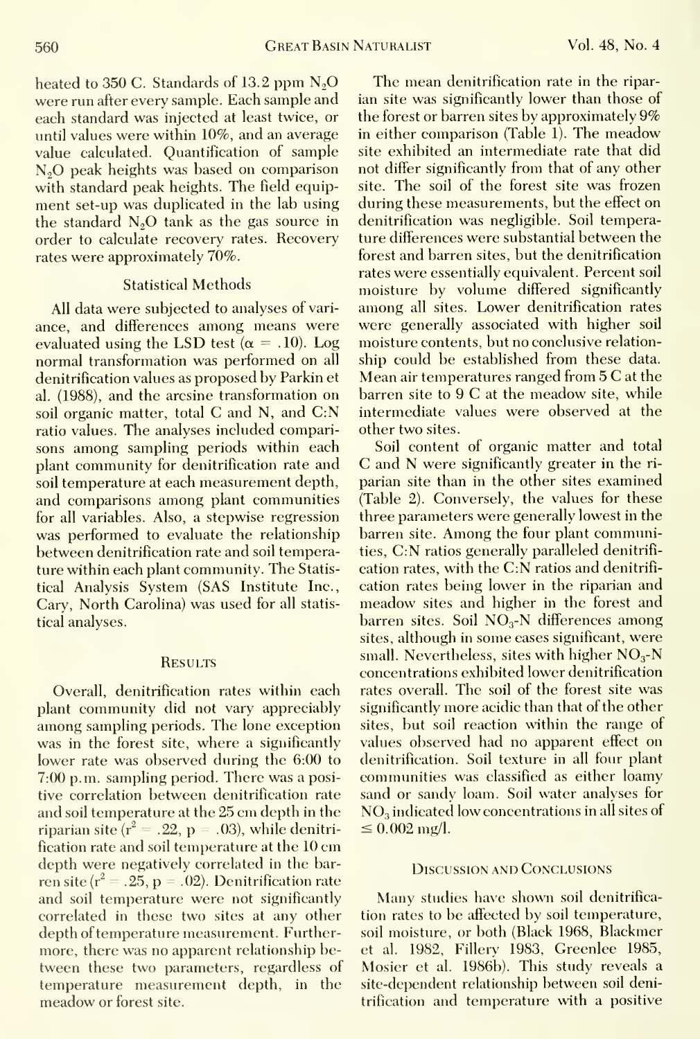heated to 350 C. Standards of 13.2 ppm $N_2O$ were run after every sample. Each sample and each standard was injected at least twice, or until values were within 10%, and an average value calculated. Quantification of sample $N_2O$ peak heights was based on comparison with standard peak heights. The field equipment set-up was duplicated in the lab using the standard $N_2O$ tank as the gas source in order to calculate recovery rates. Recovery rates were approximately 70%.

### Statistical Methods

All data were subjected to analyses of variance, and differences among means were evaluated using the LSD test ($\alpha = .10$). Log normal transformation was performed on all denitrification values as proposed by Parkin et al. (1988), and the arcsine transformation on soil organic matter, total C and N, and C:N ratio values. The analyses included comparisons among sampling periods within each plant community for denitrification rate and soil temperature at each measurement depth, and comparisons among plant communities for all variables. Also, a stepwise regression was performed to evaluate the relationship between denitrification rate and soil temperature within each plant community. The Statistical Analysis System (SAS Institute Inc., Cary, North Carolina) was used for all statistical analyses.

## Results

Overall, denitrification rates within each plant community did not vary appreciably among sampling periods. The lone exception was in the forest site, where a significantly lower rate was observed during the 6:00 to 7:00 p.m. sampling period. There was a positive correlation between denitrification rate and soil temperature at the 25 cm depth in the riparian site ($r^2 = .22$, $p = .03$), while denitrification rate and soil temperature at the 10 cm depth were negatively correlated in the barren site ($r^2 = .25$, $p = .02$). Denitrification rate and soil temperature were not significantly correlated in these two sites at any other depth of temperature measurement. Furthermore, there was no apparent relationship between these two parameters, regardless of temperature measurement depth, in the meadow or forest site.

The mean denitrification rate in the riparian site was significantly lower than those of the forest or barren sites by approximately 9% in either comparison (Table 1). The meadow site exhibited an intermediate rate that did not differ significantly from that of any other site. The soil of the forest site was frozen during these measurements, but the effect on denitrification was negligible. Soil temperature differences were substantial between the forest and barren sites, but the denitrification rates were essentially equivalent. Percent soil moisture by volume differed significantly among all sites. Lower denitrification rates were generally associated with higher soil moisture contents, but no conclusive relationship could be established from these data. Mean air temperatures ranged from 5 C at the barren site to 9 C at the meadow site, while intermediate values were observed at the other two sites.

Soil content of organic matter and total C and N were significantly greater in the riparian site than in the other sites examined (Table 2). Conversely, the values for these three parameters were generally lowest in the barren site. Among the four plant communities, C:N ratios generally paralleled denitrification rates, with the C:N ratios and denitrification rates being lower in the riparian and meadow sites and higher in the forest and barren sites. Soil $NO_3$-N differences among sites, although in some cases significant, were small. Nevertheless, sites with higher $NO_3$-N concentrations exhibited lower denitrification rates overall. The soil of the forest site was significantly more acidic than that of the other sites, but soil reaction within the range of values observed had no apparent effect on denitrification. Soil texture in all four plant communities was classified as either loamy sand or sandy loam. Soil water analyses for $NO_3$ indicated low concentrations in all sites of $\leq 0.002$ mg/l.

## Discussion and Conclusions

Many studies have shown soil denitrification rates to be affected by soil temperature, soil moisture, or both (Black 1968, Blackmer et al. 1982, Fillery 1983, Greenlee 1985, Mosier et al. 1986b). This study reveals a site-dependent relationship between soil denitrification and temperature with a positive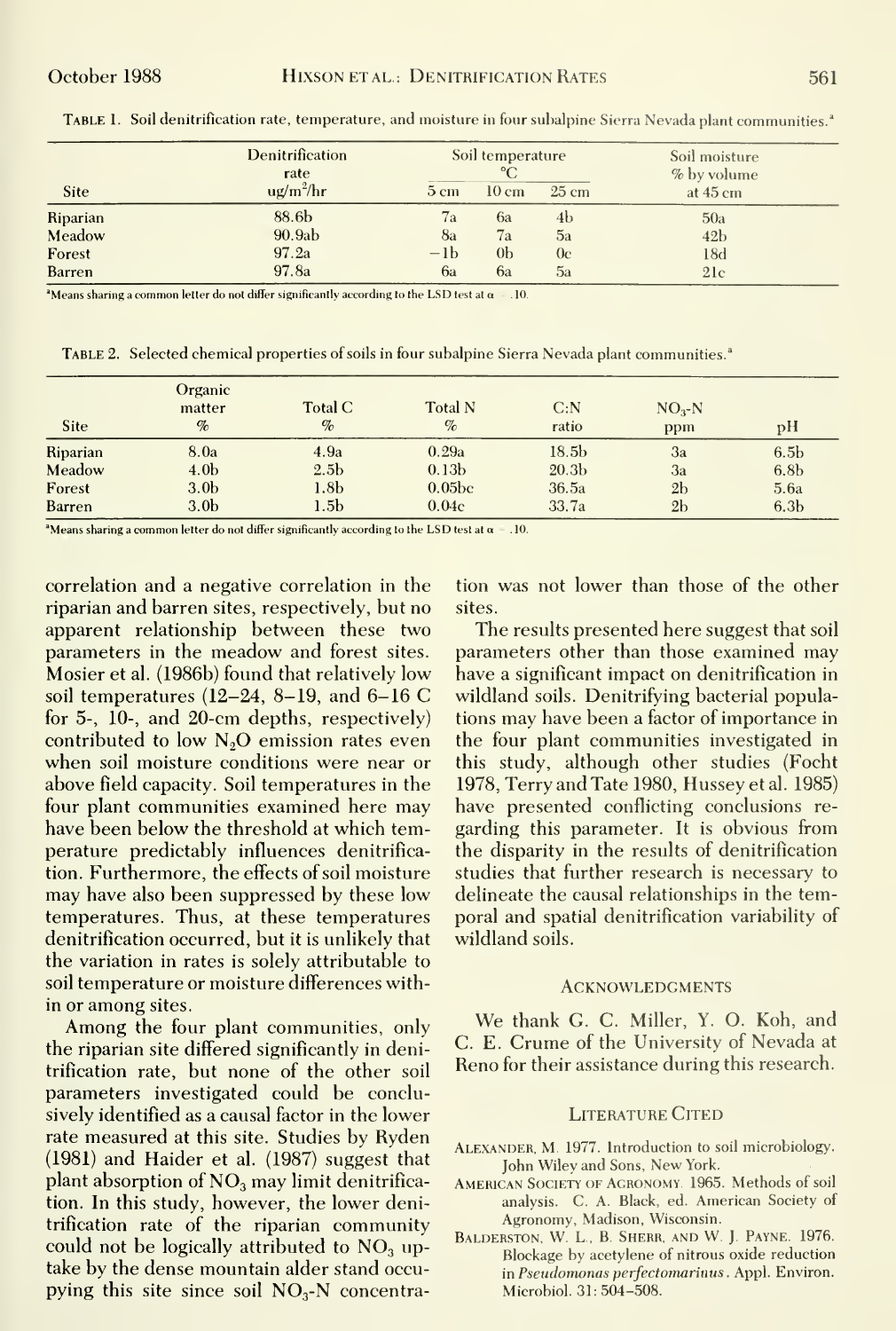TABLE 1. Soil denitrification rate, temperature, and moisture in four subalpine Sierra Nevada plant communities.[a]

| Site | Denitrification rate ug/m²/hr | Soil temperature °C | | | Soil moisture % by volume at 45 cm |
|---|---|---|---|---|---|
| | | 5 cm | 10 cm | 25 cm | |
| Riparian | 88.6b | 7a | 6a | 4b | 50a |
| Meadow | 90.9ab | 8a | 7a | 5a | 42b |
| Forest | 97.2a | −1b | 0b | 0c | 18d |
| Barren | 97.8a | 6a | 6a | 5a | 21c |

[a]Means sharing a common letter do not differ significantly according to the LSD test at α = .10.

TABLE 2. Selected chemical properties of soils in four subalpine Sierra Nevada plant communities.[a]

| Site | Organic matter % | Total C % | Total N % | C:N ratio | $NO_3$-N ppm | pH |
|---|---|---|---|---|---|---|
| Riparian | 8.0a | 4.9a | 0.29a | 18.5b | 3a | 6.5b |
| Meadow | 4.0b | 2.5b | 0.13b | 20.3b | 3a | 6.8b |
| Forest | 3.0b | 1.8b | 0.05bc | 36.5a | 2b | 5.6a |
| Barren | 3.0b | 1.5b | 0.04c | 33.7a | 2b | 6.3b |

[a]Means sharing a common letter do not differ significantly according to the LSD test at α = .10.

correlation and a negative correlation in the riparian and barren sites, respectively, but no apparent relationship between these two parameters in the meadow and forest sites. Mosier et al. (1986b) found that relatively low soil temperatures (12–24, 8–19, and 6–16 C for 5-, 10-, and 20-cm depths, respectively) contributed to low $N_2O$ emission rates even when soil moisture conditions were near or above field capacity. Soil temperatures in the four plant communities examined here may have been below the threshold at which temperature predictably influences denitrification. Furthermore, the effects of soil moisture may have also been suppressed by these low temperatures. Thus, at these temperatures denitrification occurred, but it is unlikely that the variation in rates is solely attributable to soil temperature or moisture differences within or among sites.

Among the four plant communities, only the riparian site differed significantly in denitrification rate, but none of the other soil parameters investigated could be conclusively identified as a causal factor in the lower rate measured at this site. Studies by Ryden (1981) and Haider et al. (1987) suggest that plant absorption of $NO_3$ may limit denitrification. In this study, however, the lower denitrification rate of the riparian community could not be logically attributed to $NO_3$ uptake by the dense mountain alder stand occupying this site since soil $NO_3$-N concentration was not lower than those of the other sites.

The results presented here suggest that soil parameters other than those examined may have a significant impact on denitrification in wildland soils. Denitrifying bacterial populations may have been a factor of importance in the four plant communities investigated in this study, although other studies (Focht 1978, Terry and Tate 1980, Hussey et al. 1985) have presented conflicting conclusions regarding this parameter. It is obvious from the disparity in the results of denitrification studies that further research is necessary to delineate the causal relationships in the temporal and spatial denitrification variability of wildland soils.

## Acknowledgments

We thank G. C. Miller, Y. O. Koh, and C. E. Crume of the University of Nevada at Reno for their assistance during this research.

## Literature Cited

Alexander, M. 1977. Introduction to soil microbiology. John Wiley and Sons, New York.

American Society of Agronomy. 1965. Methods of soil analysis. C. A. Black, ed. American Society of Agronomy, Madison, Wisconsin.

Balderston, W. L., B. Sherr, and W. J. Payne. 1976. Blockage by acetylene of nitrous oxide reduction in *Pseudomonas perfectomarinus*. Appl. Environ. Microbiol. 31: 504–508.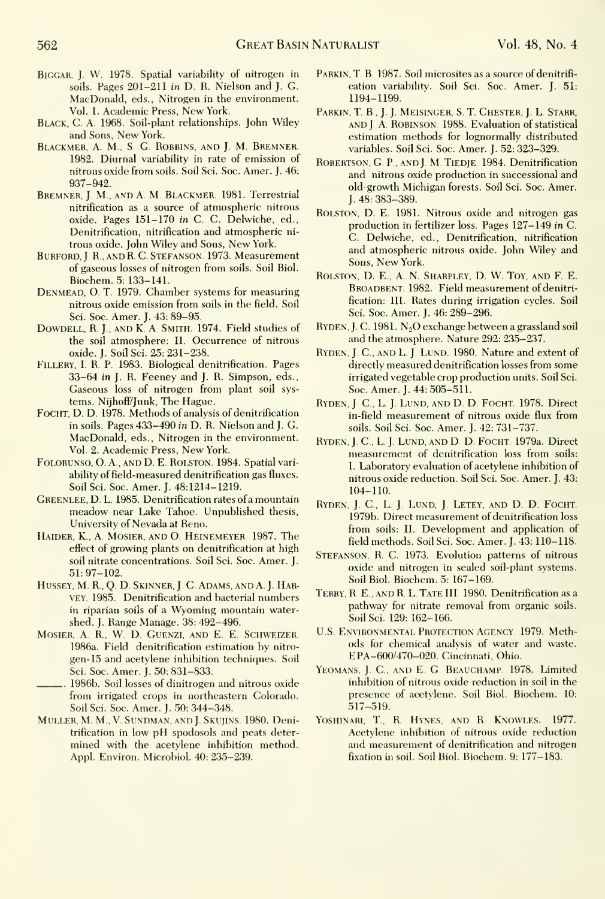Biggar, J. W. 1978. Spatial variability of nitrogen in soils. Pages 201–211 *in* D. R. Nielson and J. G. MacDonald, eds., Nitrogen in the environment. Vol. 1. Academic Press, New York.

Black, C. A. 1968. Soil-plant relationships. John Wiley and Sons, New York.

Blackmer, A. M., S. G. Robbins, and J. M. Bremner. 1982. Diurnal variability in rate of emission of nitrous oxide from soils. Soil Sci. Soc. Amer. J. 46: 937–942.

Bremner, J. M., and A. M. Blackmer. 1981. Terrestrial nitrification as a source of atmospheric nitrous oxide. Pages 151–170 *in* C. C. Delwiche, ed., Denitrification, nitrification and atmospheric nitrous oxide. John Wiley and Sons, New York.

Burford, J. R., and R. C. Stefanson. 1973. Measurement of gaseous losses of nitrogen from soils. Soil Biol. Biochem. 5: 133–141.

Denmead, O. T. 1979. Chamber systems for measuring nitrous oxide emission from soils in the field. Soil Sci. Soc. Amer. J. 43: 89–95.

Dowdell, R. J., and K. A. Smith. 1974. Field studies of the soil atmosphere: II. Occurrence of nitrous oxide. J. Soil Sci. 25: 231–238.

Fillery, I. R. P. 1983. Biological denitrification. Pages 33–64 *in* J. R. Feeney and J. R. Simpson, eds., Gaseous loss of nitrogen from plant soil systems. Nijhoff/Junk, The Hague.

Focht, D. D. 1978. Methods of analysis of denitrification in soils. Pages 433–490 *in* D. R. Nielson and J. G. MacDonald, eds., Nitrogen in the environment. Vol. 2. Academic Press, New York.

Folorunso, O. A., and D. E. Rolston. 1984. Spatial variability of field-measured denitrification gas fluxes. Soil Sci. Soc. Amer. J. 48:1214–1219.

Greenlee, D. L. 1985. Denitrification rates of a mountain meadow near Lake Tahoe. Unpublished thesis, University of Nevada at Reno.

Haider, K., A. Mosier, and O. Heinemeyer. 1987. The effect of growing plants on denitrification at high soil nitrate concentrations. Soil Sci. Soc. Amer. J. 51: 97–102.

Hussey, M. R., Q. D. Skinner, J. C. Adams, and A. J. Harvey. 1985. Denitrification and bacterial numbers in riparian soils of a Wyoming mountain watershed. J. Range Manage. 38: 492–496.

Mosier, A. R., W. D. Guenzi, and E. E. Schweizer. 1986a. Field denitrification estimation by nitrogen-15 and acetylene inhibition techniques. Soil Sci. Soc. Amer. J. 50: 831–833.

———. 1986b. Soil losses of dinitrogen and nitrous oxide from irrigated crops in northeastern Colorado. Soil Sci. Soc. Amer. J. 50: 344–348.

Muller, M. M., V. Sundman, and J. Skujins. 1980. Denitrification in low pH spodosols and peats determined with the acetylene inhibition method. Appl. Environ. Microbiol. 40: 235–239.

Parkin, T. B. 1987. Soil microsites as a source of denitrification variability. Soil Sci. Soc. Amer. J. 51: 1194–1199.

Parkin, T. B., J. J. Meisinger, S. T. Chester, J. L. Starr, and J. A. Robinson. 1988. Evaluation of statistical estimation methods for lognormally distributed variables. Soil Sci. Soc. Amer. J. 52: 323–329.

Robertson, G. P., and J. M. Tiedje. 1984. Denitrification and nitrous oxide production in successional and old-growth Michigan forests. Soil Sci. Soc. Amer. J. 48: 383–389.

Rolston, D. E. 1981. Nitrous oxide and nitrogen gas production in fertilizer loss. Pages 127–149 *in* C. C. Delwiche, ed., Denitrification, nitrification and atmospheric nitrous oxide. John Wiley and Sons, New York.

Rolston, D. E., A. N. Sharpley, D. W. Toy, and F. E. Broadbent. 1982. Field measurement of denitrification: III. Rates during irrigation cycles. Soil Sci. Soc. Amer. J. 46: 289–296.

Ryden, J. C. 1981. $N_2O$ exchange between a grassland soil and the atmosphere. Nature 292: 235–237.

Ryden, J. C., and L. J. Lund. 1980. Nature and extent of directly measured denitrification losses from some irrigated vegetable crop production units. Soil Sci. Soc. Amer. J. 44: 505–511.

Ryden, J. C., L. J. Lund, and D. D. Focht. 1978. Direct in-field measurement of nitrous oxide flux from soils. Soil Sci. Soc. Amer. J. 42: 731–737.

Ryden, J. C., L. J. Lund, and D. D. Focht. 1979a. Direct measurement of denitrification loss from soils: I. Laboratory evaluation of acetylene inhibition of nitrous oxide reduction. Soil Sci. Soc. Amer. J. 43: 104–110.

Ryden, J. C., L. J. Lund, J. Letey, and D. D. Focht. 1979b. Direct measurement of denitrification loss from soils: II. Development and application of field methods. Soil Sci. Soc. Amer. J. 43: 110–118.

Stefanson, R. C. 1973. Evolution patterns of nitrous oxide and nitrogen in sealed soil-plant systems. Soil Biol. Biochem. 5: 167–169.

Terry, R. E., and R. L. Tate III. 1980. Denitrification as a pathway for nitrate removal from organic soils. Soil Sci. 129: 162–166.

U.S. Environmental Protection Agency. 1979. Methods for chemical analysis of water and waste. EPA-600/470-020. Cincinnati, Ohio.

Yeomans, J. C., and E. G. Beauchamp. 1978. Limited inhibition of nitrous oxide reduction in soil in the presence of acetylene. Soil Biol. Biochem. 10: 517–519.

Yoshinari, T., R. Hynes, and R. Knowles. 1977. Acetylene inhibition of nitrous oxide reduction and measurement of denitrification and nitrogen fixation in soil. Soil Biol. Biochem. 9: 177–183.